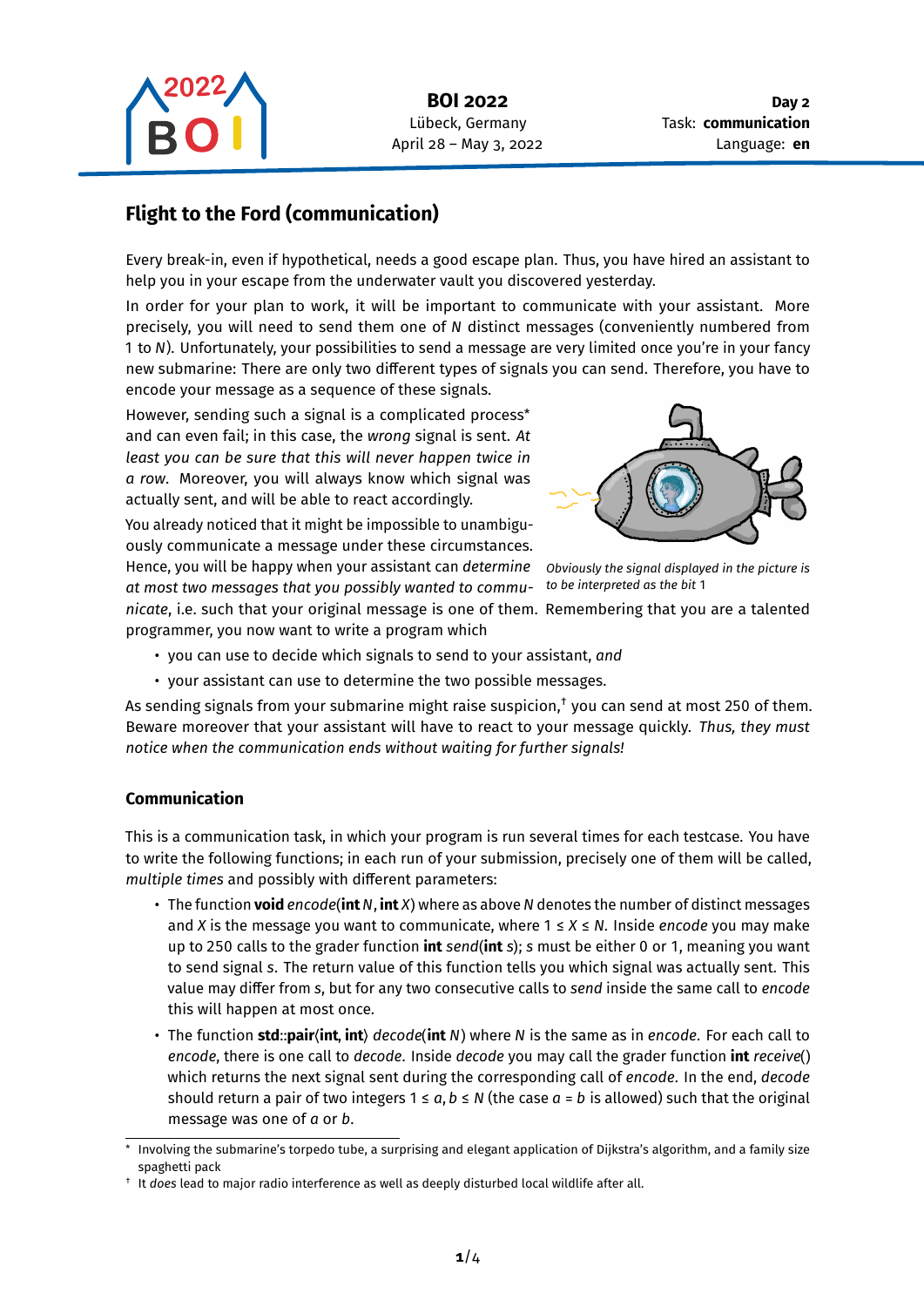# Flight to the Ford (communication)

Every break-in, even if hypothetical, needs a good escape plan. Thus, you have hired an assistant to help you in your escape from the underwater vault you discovered yesterday.

In order for your plan to work, it will be important to communicate with your assistant. More precisely, you will need to send them one of $N$ distinct messages (conveniently numbered from 1 to $N$). Unfortunately, your possibilities to send a message are very limited once you're in your fancy new submarine: There are only two different types of signals you can send. Therefore, you have to encode your message as a sequence of these signals.

However, sending such a signal is a complicated process* and can even fail; in this case, the *wrong* signal is sent. *At least you can be sure that this will never happen twice in a row.* Moreover, you will always know which signal was actually sent, and will be able to react accordingly.

You already noticed that it might be impossible to unambiguously communicate a message under these circumstances. Hence, you will be happy when your assistant can *determine at most two messages that you possibly wanted to communicate*, i.e. such that your original message is one of them. Remembering that you are a talented programmer, you now want to write a program which

*Obviously the signal displayed in the picture is to be interpreted as the bit 1*

- you can use to decide which signals to send to your assistant, *and*
- your assistant can use to determine the two possible messages.

As sending signals from your submarine might raise suspicion,† you can send at most 250 of them. Beware moreover that your assistant will have to react to your message quickly. *Thus, they must notice when the communication ends without waiting for further signals!*

## Communication

This is a communication task, in which your program is run several times for each testcase. You have to write the following functions; in each run of your submission, precisely one of them will be called, *multiple times* and possibly with different parameters:

- The function **void** *encode*(**int** $N$, **int** $X$) where as above $N$ denotes the number of distinct messages and $X$ is the message you want to communicate, where $1 \le X \le N$. Inside *encode* you may make up to 250 calls to the grader function **int** *send*(**int** *s*); *s* must be either 0 or 1, meaning you want to send signal *s*. The return value of this function tells you which signal was actually sent. This value may differ from *s*, but for any two consecutive calls to *send* inside the same call to *encode* this will happen at most once.
- The function **std**::**pair**⟨**int**, **int**⟩ *decode*(**int** $N$) where $N$ is the same as in *encode*. For each call to *encode*, there is one call to *decode*. Inside *decode* you may call the grader function **int** *receive*() which returns the next signal sent during the corresponding call of *encode*. In the end, *decode* should return a pair of two integers $1 \le a, b \le N$ (the case $a = b$ is allowed) such that the original message was one of $a$ or $b$.

\* Involving the submarine's torpedo tube, a surprising and elegant application of Dijkstra's algorithm, and a family size spaghetti pack

† It *does* lead to major radio interference as well as deeply disturbed local wildlife after all.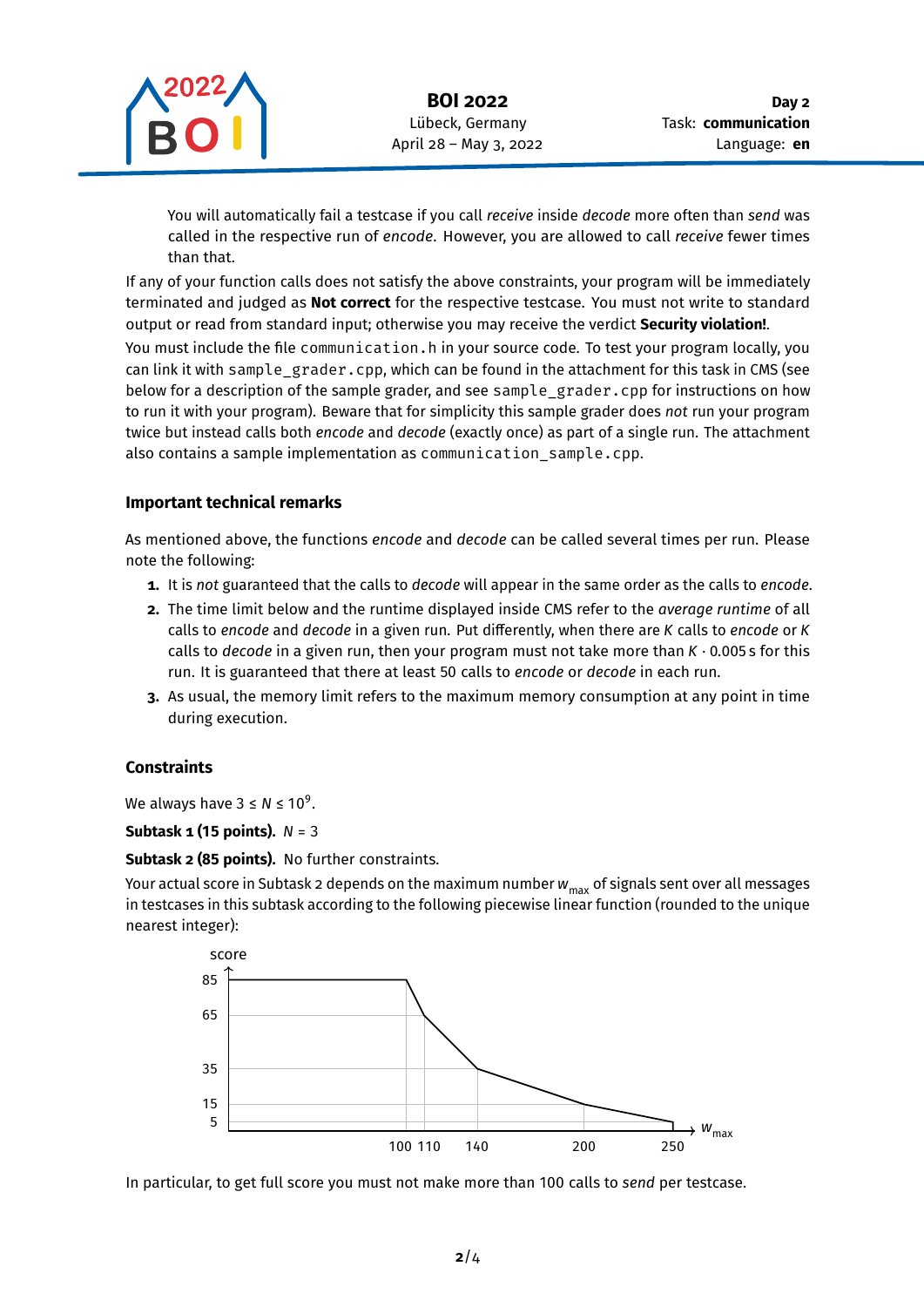You will automatically fail a testcase if you call *receive* inside *decode* more often than *send* was called in the respective run of *encode*. However, you are allowed to call *receive* fewer times than that.

If any of your function calls does not satisfy the above constraints, your program will be immediately terminated and judged as **Not correct** for the respective testcase. You must not write to standard output or read from standard input; otherwise you may receive the verdict **Security violation!**.

You must include the file `communication.h` in your source code. To test your program locally, you can link it with `sample_grader.cpp`, which can be found in the attachment for this task in CMS (see below for a description of the sample grader, and see `sample_grader.cpp` for instructions on how to run it with your program). Beware that for simplicity this sample grader does *not* run your program twice but instead calls both *encode* and *decode* (exactly once) as part of a single run. The attachment also contains a sample implementation as `communication_sample.cpp`.

### Important technical remarks

As mentioned above, the functions *encode* and *decode* can be called several times per run. Please note the following:

1. It is *not* guaranteed that the calls to *decode* will appear in the same order as the calls to *encode*.
2. The time limit below and the runtime displayed inside CMS refer to the *average runtime* of all calls to *encode* and *decode* in a given run. Put differently, when there are $K$ calls to *encode* or $K$ calls to *decode* in a given run, then your program must not take more than $K \cdot 0.005$ s for this run. It is guaranteed that there at least 50 calls to *encode* or *decode* in each run.
3. As usual, the memory limit refers to the maximum memory consumption at any point in time during execution.

### Constraints

We always have $3 \leq N \leq 10^9$.

**Subtask 1 (15 points).** $N = 3$

**Subtask 2 (85 points).** No further constraints.

Your actual score in Subtask 2 depends on the maximum number $w_{max}$ of signals sent over all messages in testcases in this subtask according to the following piecewise linear function (rounded to the unique nearest integer):

In particular, to get full score you must not make more than 100 calls to *send* per testcase.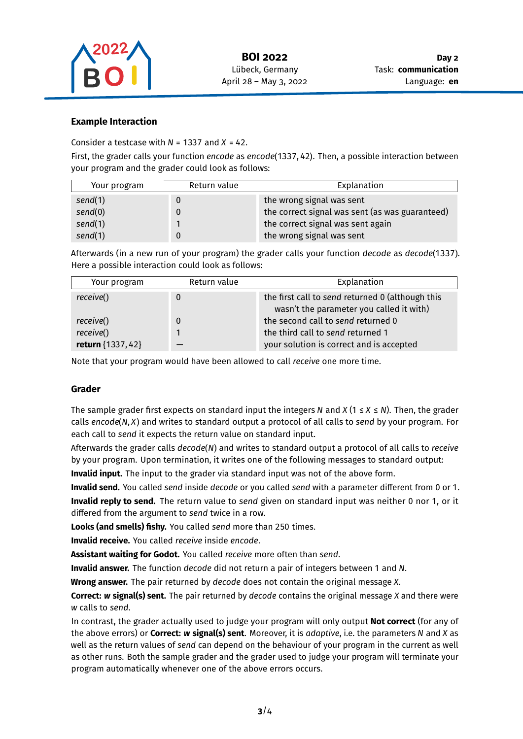### Example Interaction

Consider a testcase with $N = 1337$ and $X = 42$.

First, the grader calls your function *encode* as *encode*(1337, 42). Then, a possible interaction between your program and the grader could look as follows:

| Your program | Return value | Explanation |
|---|---|---|
| *send*(1) | 0 | the wrong signal was sent |
| *send*(0) | 0 | the correct signal was sent (as was guaranteed) |
| *send*(1) | 1 | the correct signal was sent again |
| *send*(1) | 0 | the wrong signal was sent |

Afterwards (in a new run of your program) the grader calls your function *decode* as *decode*(1337). Here a possible interaction could look as follows:

| Your program | Return value | Explanation |
|---|---|---|
| *receive*() | 0 | the first call to *send* returned 0 (although this wasn't the parameter you called it with) |
| *receive*() | 0 | the second call to *send* returned 0 |
| *receive*() | 1 | the third call to *send* returned 1 |
| **return** {1337, 42} | – | your solution is correct and is accepted |

Note that your program would have been allowed to call *receive* one more time.

### Grader

The sample grader first expects on standard input the integers $N$ and $X$ ($1 \le X \le N$). Then, the grader calls *encode*($N$, $X$) and writes to standard output a protocol of all calls to *send* by your program. For each call to *send* it expects the return value on standard input.

Afterwards the grader calls *decode*($N$) and writes to standard output a protocol of all calls to *receive* by your program. Upon termination, it writes one of the following messages to standard output:

**Invalid input.** The input to the grader via standard input was not of the above form.

**Invalid send.** You called *send* inside *decode* or you called *send* with a parameter different from 0 or 1.

**Invalid reply to send.** The return value to *send* given on standard input was neither 0 nor 1, or it differed from the argument to *send* twice in a row.

**Looks (and smells) fishy.** You called *send* more than 250 times.

**Invalid receive.** You called *receive* inside *encode*.

**Assistant waiting for Godot.** You called *receive* more often than *send*.

**Invalid answer.** The function *decode* did not return a pair of integers between 1 and $N$.

**Wrong answer.** The pair returned by *decode* does not contain the original message $X$.

**Correct: *w* signal(s) sent.** The pair returned by *decode* contains the original message $X$ and there were $w$ calls to *send*.

In contrast, the grader actually used to judge your program will only output **Not correct** (for any of the above errors) or **Correct: *w* signal(s) sent**. Moreover, it is *adaptive*, i.e. the parameters $N$ and $X$ as well as the return values of *send* can depend on the behaviour of your program in the current as well as other runs. Both the sample grader and the grader used to judge your program will terminate your program automatically whenever one of the above errors occurs.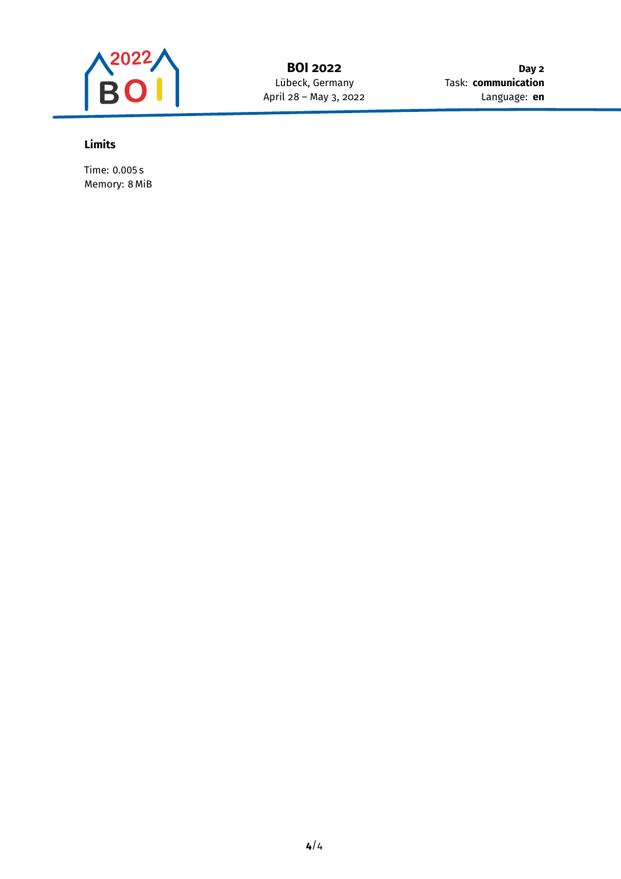## Limits

Time: 0.005 s
Memory: 8 MiB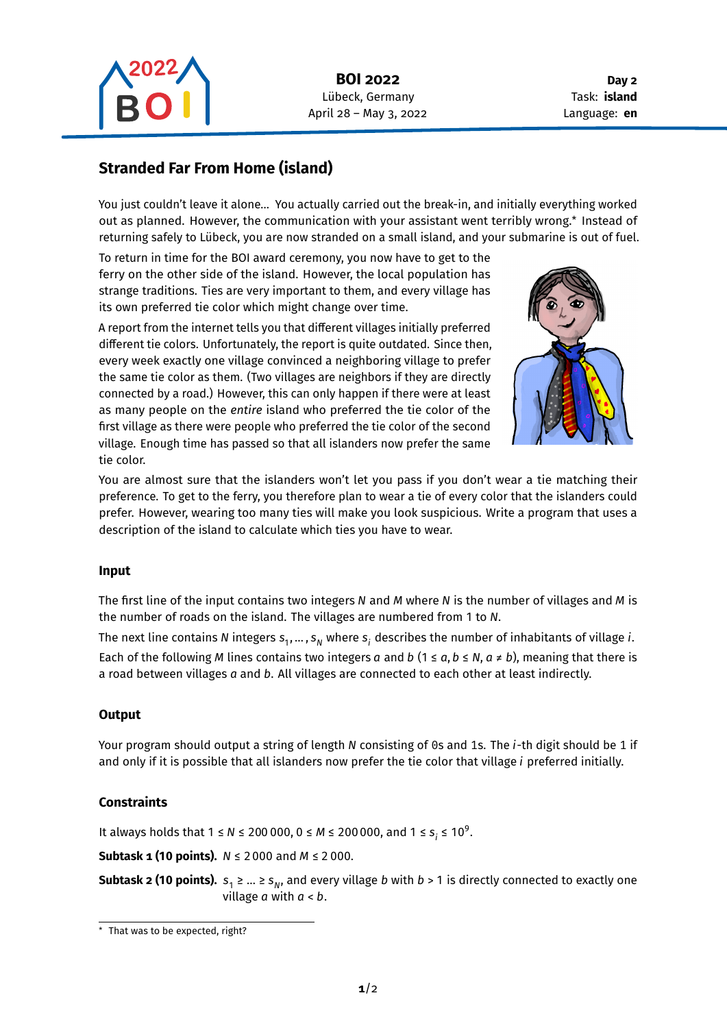# Stranded Far From Home (island)

You just couldn't leave it alone... You actually carried out the break-in, and initially everything worked out as planned. However, the communication with your assistant went terribly wrong.* Instead of returning safely to Lübeck, you are now stranded on a small island, and your submarine is out of fuel.

To return in time for the BOI award ceremony, you now have to get to the ferry on the other side of the island. However, the local population has strange traditions. Ties are very important to them, and every village has its own preferred tie color which might change over time.

A report from the internet tells you that different villages initially preferred different tie colors. Unfortunately, the report is quite outdated. Since then, every week exactly one village convinced a neighboring village to prefer the same tie color as them. (Two villages are neighbors if they are directly connected by a road.) However, this can only happen if there were at least as many people on the *entire* island who preferred the tie color of the first village as there were people who preferred the tie color of the second village. Enough time has passed so that all islanders now prefer the same tie color.

You are almost sure that the islanders won't let you pass if you don't wear a tie matching their preference. To get to the ferry, you therefore plan to wear a tie of every color that the islanders could prefer. However, wearing too many ties will make you look suspicious. Write a program that uses a description of the island to calculate which ties you have to wear.

### Input

The first line of the input contains two integers $N$ and $M$ where $N$ is the number of villages and $M$ is the number of roads on the island. The villages are numbered from 1 to $N$.

The next line contains $N$ integers $s_1, \ldots, s_N$ where $s_i$ describes the number of inhabitants of village $i$.

Each of the following $M$ lines contains two integers $a$ and $b$ ($1 \le a, b \le N$, $a \ne b$), meaning that there is a road between villages $a$ and $b$. All villages are connected to each other at least indirectly.

### Output

Your program should output a string of length $N$ consisting of 0s and 1s. The $i$-th digit should be 1 if and only if it is possible that all islanders now prefer the tie color that village $i$ preferred initially.

### Constraints

It always holds that $1 \le N \le 200\,000$, $0 \le M \le 200\,000$, and $1 \le s_i \le 10^9$.

**Subtask 1 (10 points).** $N \le 2\,000$ and $M \le 2\,000$.

**Subtask 2 (10 points).** $s_1 \ge \ldots \ge s_N$, and every village $b$ with $b > 1$ is directly connected to exactly one village $a$ with $a < b$.

---

* That was to be expected, right?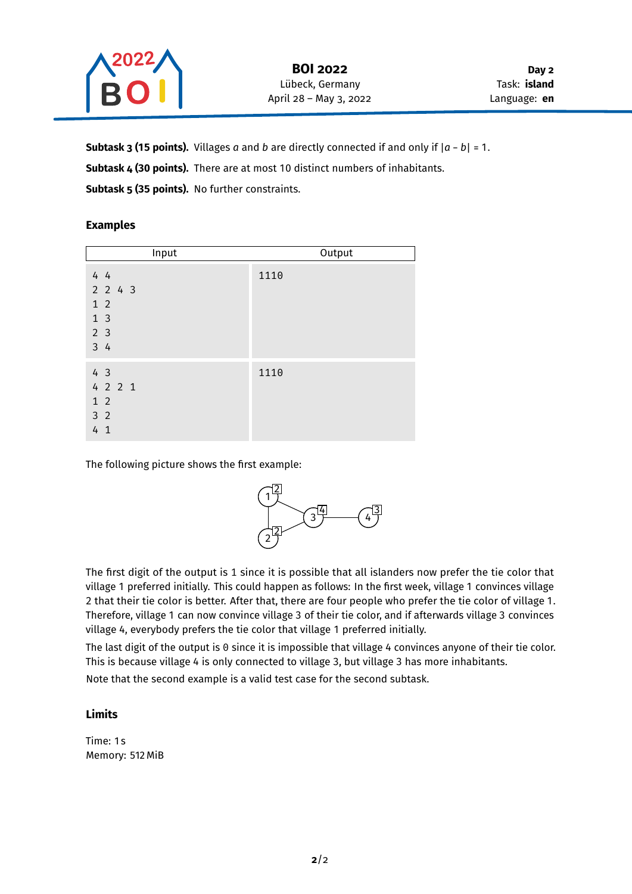**Subtask 3 (15 points).** Villages $a$ and $b$ are directly connected if and only if $|a - b| = 1$.

**Subtask 4 (30 points).** There are at most 10 distinct numbers of inhabitants.

**Subtask 5 (35 points).** No further constraints.

### Examples

| Input | Output |
|---|---|
| <pre>4 4<br>2 2 4 3<br>1 2<br>1 3<br>2 3<br>3 4</pre> | <pre>1110</pre> |
| <pre>4 3<br>4 2 2 1<br>1 2<br>3 2<br>4 1</pre> | <pre>1110</pre> |

The following picture shows the first example:

The first digit of the output is 1 since it is possible that all islanders now prefer the tie color that village 1 preferred initially. This could happen as follows: In the first week, village 1 convinces village 2 that their tie color is better. After that, there are four people who prefer the tie color of village 1. Therefore, village 1 can now convince village 3 of their tie color, and if afterwards village 3 convinces village 4, everybody prefers the tie color that village 1 preferred initially.

The last digit of the output is 0 since it is impossible that village 4 convinces anyone of their tie color. This is because village 4 is only connected to village 3, but village 3 has more inhabitants.

Note that the second example is a valid test case for the second subtask.

### Limits

Time: 1 s
Memory: 512 MiB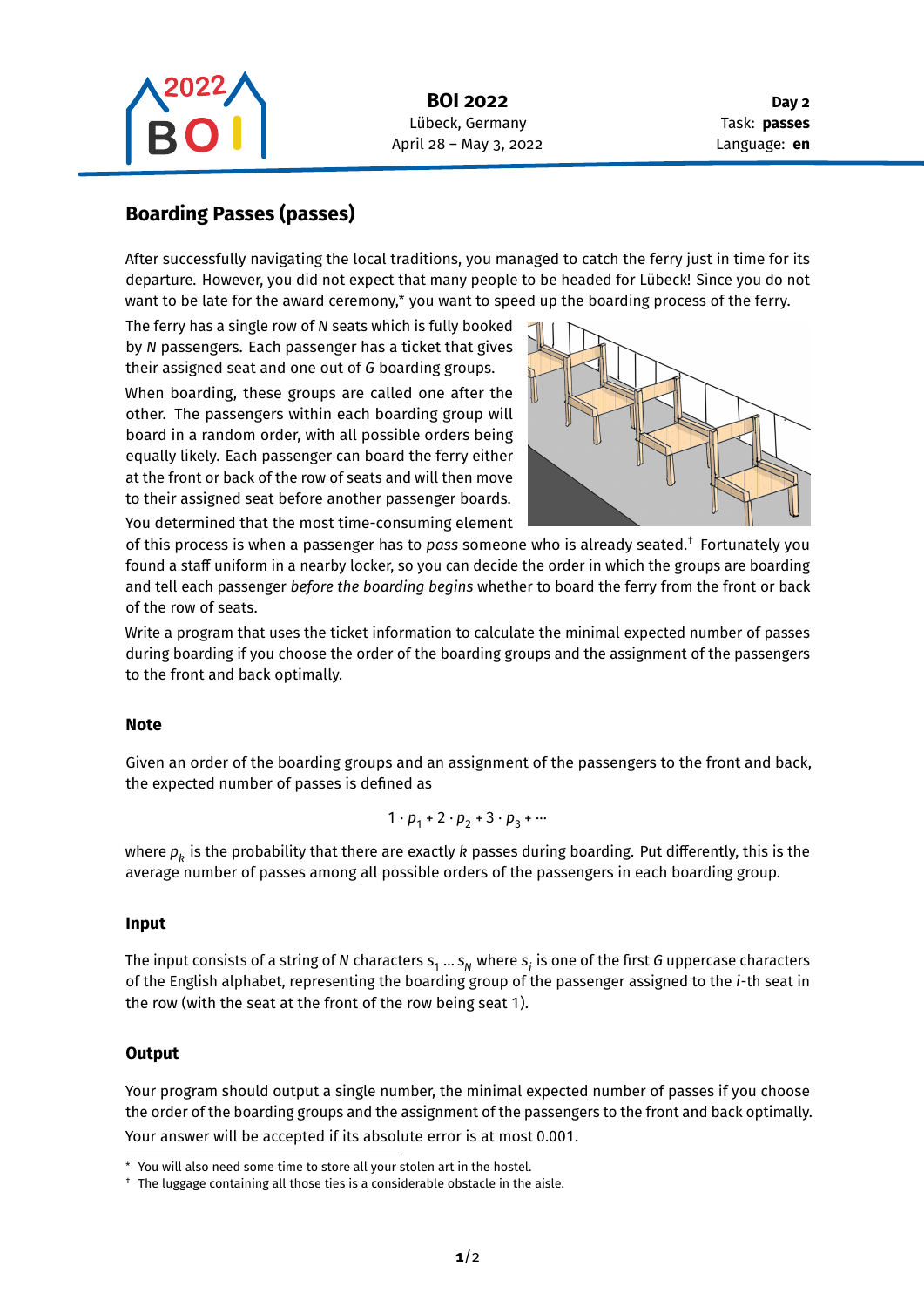# Boarding Passes (passes)

After successfully navigating the local traditions, you managed to catch the ferry just in time for its departure. However, you did not expect that many people to be headed for Lübeck! Since you do not want to be late for the award ceremony,* you want to speed up the boarding process of the ferry.

The ferry has a single row of $N$ seats which is fully booked by $N$ passengers. Each passenger has a ticket that gives their assigned seat and one out of $G$ boarding groups.

When boarding, these groups are called one after the other. The passengers within each boarding group will board in a random order, with all possible orders being equally likely. Each passenger can board the ferry either at the front or back of the row of seats and will then move to their assigned seat before another passenger boards.

You determined that the most time-consuming element of this process is when a passenger has to *pass* someone who is already seated.† Fortunately you found a staff uniform in a nearby locker, so you can decide the order in which the groups are boarding and tell each passenger *before the boarding begins* whether to board the ferry from the front or back of the row of seats.

Write a program that uses the ticket information to calculate the minimal expected number of passes during boarding if you choose the order of the boarding groups and the assignment of the passengers to the front and back optimally.

### Note

Given an order of the boarding groups and an assignment of the passengers to the front and back, the expected number of passes is defined as

$$1 \cdot p_1 + 2 \cdot p_2 + 3 \cdot p_3 + \cdots$$

where $p_k$ is the probability that there are exactly $k$ passes during boarding. Put differently, this is the average number of passes among all possible orders of the passengers in each boarding group.

### Input

The input consists of a string of $N$ characters $s_1 \ldots s_N$ where $s_i$ is one of the first $G$ uppercase characters of the English alphabet, representing the boarding group of the passenger assigned to the $i$-th seat in the row (with the seat at the front of the row being seat 1).

### Output

Your program should output a single number, the minimal expected number of passes if you choose the order of the boarding groups and the assignment of the passengers to the front and back optimally.

Your answer will be accepted if its absolute error is at most 0.001.

---

* You will also need some time to store all your stolen art in the hostel.

† The luggage containing all those ties is a considerable obstacle in the aisle.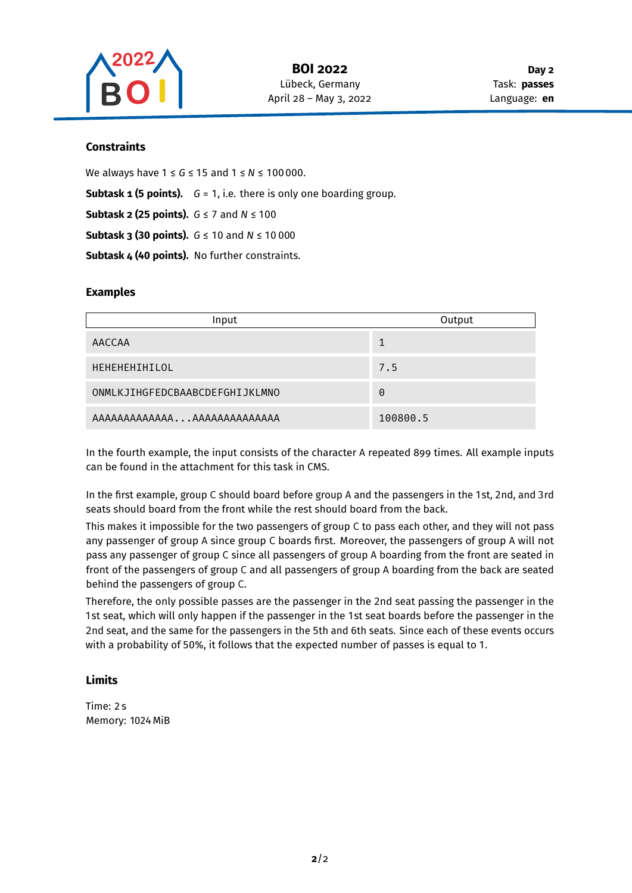### Constraints

We always have $1 \leq G \leq 15$ and $1 \leq N \leq 100\,000$.

**Subtask 1 (5 points).** $G = 1$, i.e. there is only one boarding group.

**Subtask 2 (25 points).** $G \leq 7$ and $N \leq 100$

**Subtask 3 (30 points).** $G \leq 10$ and $N \leq 10\,000$

**Subtask 4 (40 points).** No further constraints.

### Examples

| Input | Output |
|---|---|
| `AACCAA` | `1` |
| `HEHEHEHIHILOL` | `7.5` |
| `ONMLKJIHGFEDCBAABCDEFGHIJKLMNO` | `0` |
| `AAAAAAAAAAAAA...AAAAAAAAAAAAAA` | `100800.5` |

In the fourth example, the input consists of the character A repeated 899 times. All example inputs can be found in the attachment for this task in CMS.

In the first example, group C should board before group A and the passengers in the 1st, 2nd, and 3rd seats should board from the front while the rest should board from the back.

This makes it impossible for the two passengers of group C to pass each other, and they will not pass any passenger of group A since group C boards first. Moreover, the passengers of group A will not pass any passenger of group C since all passengers of group A boarding from the front are seated in front of the passengers of group C and all passengers of group A boarding from the back are seated behind the passengers of group C.

Therefore, the only possible passes are the passenger in the 2nd seat passing the passenger in the 1st seat, which will only happen if the passenger in the 1st seat boards before the passenger in the 2nd seat, and the same for the passengers in the 5th and 6th seats. Since each of these events occurs with a probability of 50%, it follows that the expected number of passes is equal to 1.

### Limits

Time: 2 s
Memory: 1024 MiB